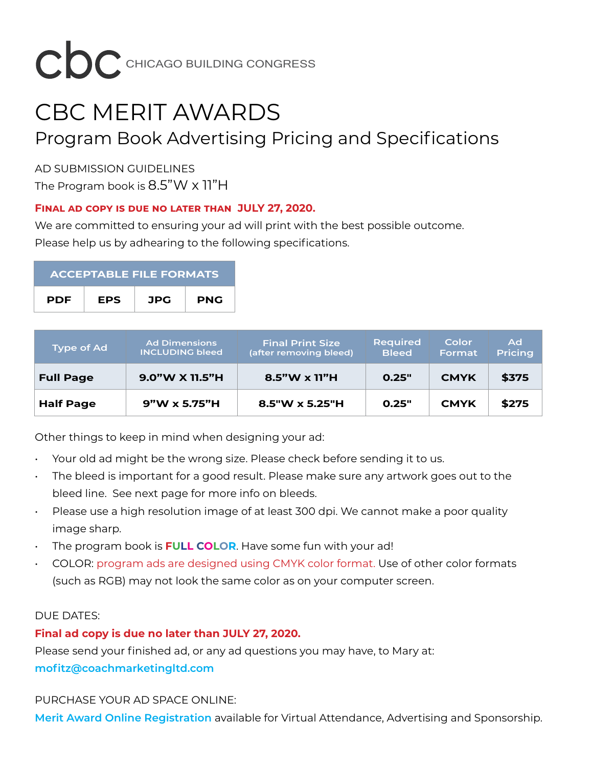cbc CHICAGO BUILDING CONGRESS

# CBC MERIT AWARDS

## Program Book Advertising Pricing and Specifications

AD SUBMISSION GUIDELINES

The Program book is 8.5”W x 11”H

**FINAL AD COPY IS DUE NO LATER THAN JULY 27, 2020.**

We are committed to ensuring your ad will print with the best possible outcome.
Please help us by adhearing to the following specifications.

| ACCEPTABLE FILE FORMATS | | | |
|---|---|---|---|
| PDF | EPS | JPG | PNG |

| Type of Ad | Ad Dimensions INCLUDING bleed | Final Print Size (after removing bleed) | Required Bleed | Color Format | Ad Pricing |
|---|---|---|---|---|---|
| **Full Page** | **9.0”W X 11.5”H** | **8.5”W x 11”H** | **0.25"** | **CMYK** | **$375** |
| **Half Page** | **9”W x 5.75”H** | **8.5"W x 5.25"H** | **0.25"** | **CMYK** | **$275** |

Other things to keep in mind when designing your ad:

- Your old ad might be the wrong size. Please check before sending it to us.
- The bleed is important for a good result. Please make sure any artwork goes out to the bleed line. See next page for more info on bleeds.
- Please use a high resolution image of at least 300 dpi. We cannot make a poor quality image sharp.
- The program book is **FULL COLOR**. Have some fun with your ad!
- COLOR: program ads are designed using CMYK color format. Use of other color formats (such as RGB) may not look the same color as on your computer screen.

DUE DATES:

**Final ad copy is due no later than JULY 27, 2020.**

Please send your finished ad, or any ad questions you may have, to Mary at:
**mofitz@coachmarketingltd.com**

PURCHASE YOUR AD SPACE ONLINE:

**Merit Award Online Registration** available for Virtual Attendance, Advertising and Sponsorship.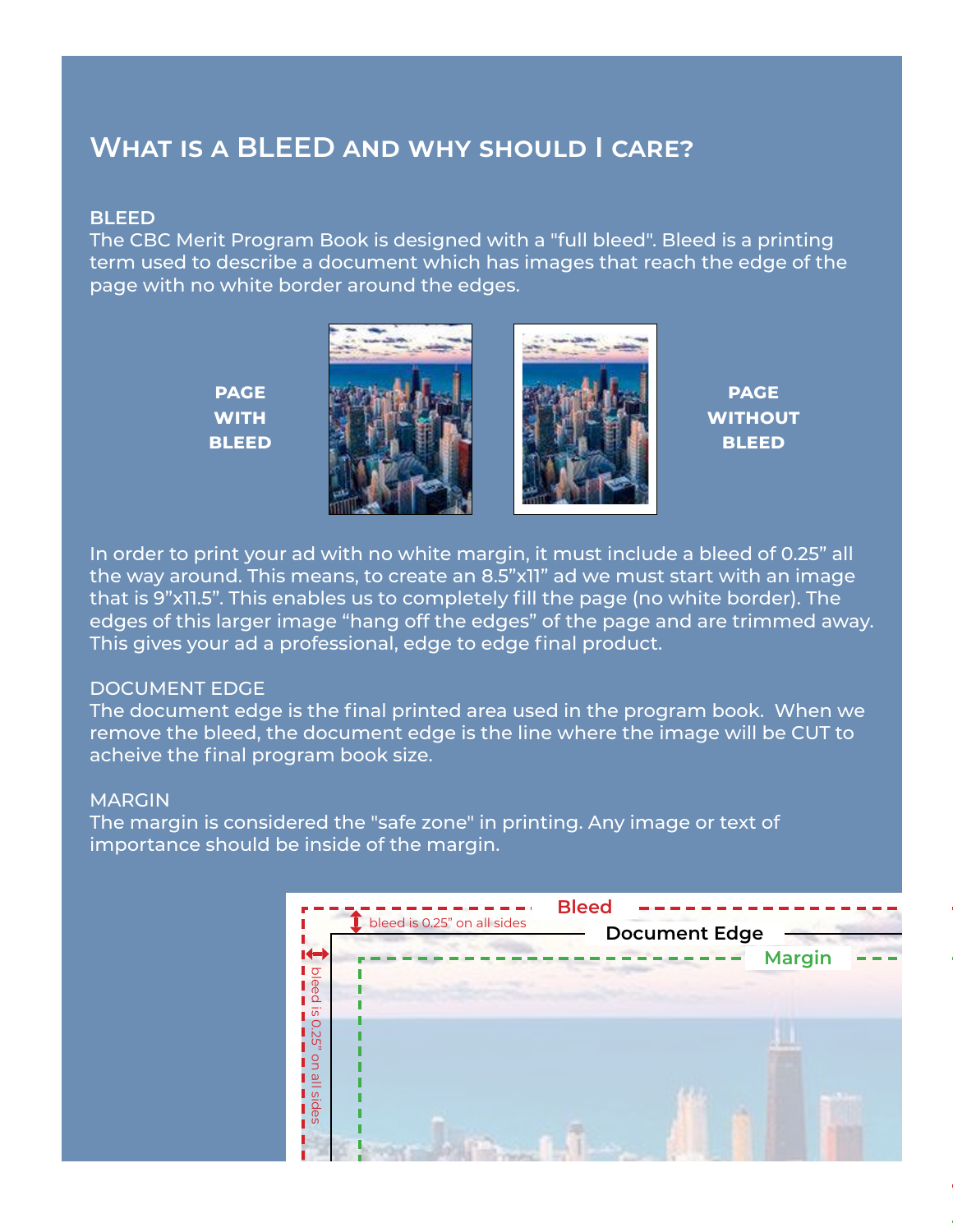## What is a BLEED and why should I care?

BLEED
The CBC Merit Program Book is designed with a "full bleed". Bleed is a printing term used to describe a document which has images that reach the edge of the page with no white border around the edges.

**PAGE WITH BLEED**

**PAGE WITHOUT BLEED**

In order to print your ad with no white margin, it must include a bleed of 0.25” all the way around. This means, to create an 8.5”x11” ad we must start with an image that is 9”x11.5”. This enables us to completely fill the page (no white border). The edges of this larger image “hang off the edges” of the page and are trimmed away. This gives your ad a professional, edge to edge final product.

DOCUMENT EDGE
The document edge is the final printed area used in the program book. When we remove the bleed, the document edge is the line where the image will be CUT to acheive the final program book size.

MARGIN
The margin is considered the "safe zone" in printing. Any image or text of importance should be inside of the margin.

Bleed

bleed is 0.25” on all sides

Document Edge

Margin

bleed is 0.25” on all sides